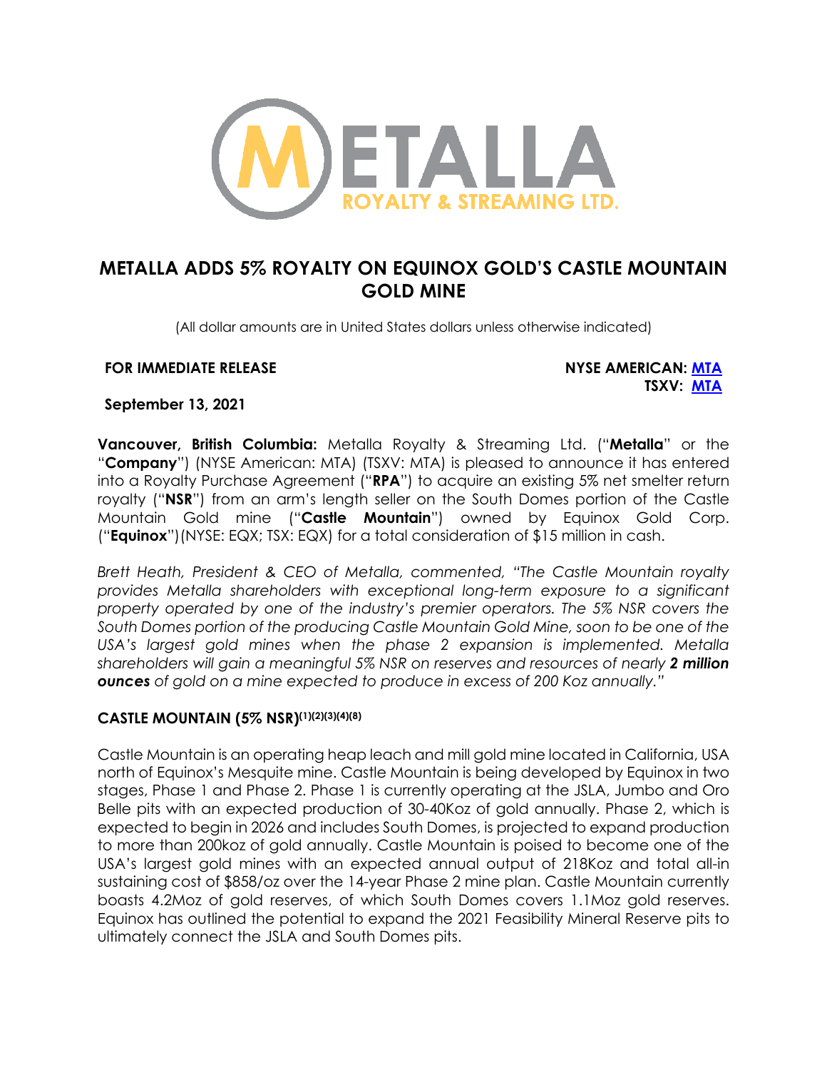# METALLA ADDS 5% ROYALTY ON EQUINOX GOLD'S CASTLE MOUNTAIN GOLD MINE

(All dollar amounts are in United States dollars unless otherwise indicated)

**FOR IMMEDIATE RELEASE**

**NYSE AMERICAN: MTA**
**TSXV: MTA**

**September 13, 2021**

**Vancouver, British Columbia:** Metalla Royalty & Streaming Ltd. ("**Metalla**" or the "**Company**") (NYSE American: MTA) (TSXV: MTA) is pleased to announce it has entered into a Royalty Purchase Agreement ("**RPA**") to acquire an existing 5% net smelter return royalty ("**NSR**") from an arm's length seller on the South Domes portion of the Castle Mountain Gold mine ("**Castle Mountain**") owned by Equinox Gold Corp. ("**Equinox**")(NYSE: EQX; TSX: EQX) for a total consideration of $15 million in cash.

*Brett Heath, President & CEO of Metalla, commented, "The Castle Mountain royalty provides Metalla shareholders with exceptional long-term exposure to a significant property operated by one of the industry's premier operators. The 5% NSR covers the South Domes portion of the producing Castle Mountain Gold Mine, soon to be one of the USA's largest gold mines when the phase 2 expansion is implemented. Metalla shareholders will gain a meaningful 5% NSR on reserves and resources of nearly **2 million ounces** of gold on a mine expected to produce in excess of 200 Koz annually."*

### CASTLE MOUNTAIN (5% NSR)[(1)(2)(3)(4)(8)]

Castle Mountain is an operating heap leach and mill gold mine located in California, USA north of Equinox's Mesquite mine. Castle Mountain is being developed by Equinox in two stages, Phase 1 and Phase 2. Phase 1 is currently operating at the JSLA, Jumbo and Oro Belle pits with an expected production of 30-40Koz of gold annually. Phase 2, which is expected to begin in 2026 and includes South Domes, is projected to expand production to more than 200koz of gold annually. Castle Mountain is poised to become one of the USA's largest gold mines with an expected annual output of 218Koz and total all-in sustaining cost of $858/oz over the 14-year Phase 2 mine plan. Castle Mountain currently boasts 4.2Moz of gold reserves, of which South Domes covers 1.1Moz gold reserves. Equinox has outlined the potential to expand the 2021 Feasibility Mineral Reserve pits to ultimately connect the JSLA and South Domes pits.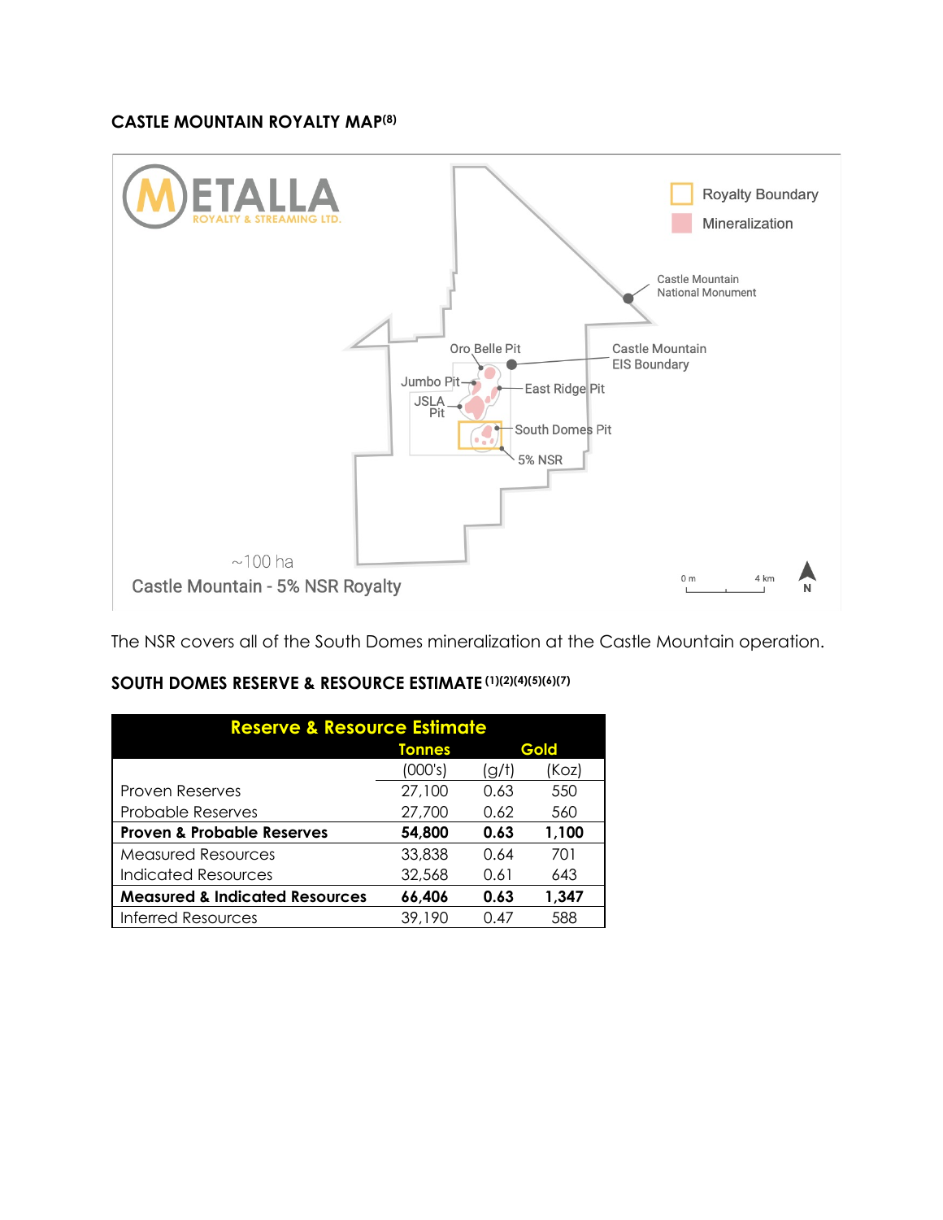### CASTLE MOUNTAIN ROYALTY MAP[8]

The NSR covers all of the South Domes mineralization at the Castle Mountain operation.

### SOUTH DOMES RESERVE & RESOURCE ESTIMATE [1][2][4][5][6][7]

| Reserve & Resource Estimate | Tonnes | Gold | |
|---|---|---|---|
| | (000's) | (g/t) | (Koz) |
| Proven Reserves | 27,100 | 0.63 | 550 |
| Probable Reserves | 27,700 | 0.62 | 560 |
| **Proven & Probable Reserves** | **54,800** | **0.63** | **1,100** |
| Measured Resources | 33,838 | 0.64 | 701 |
| Indicated Resources | 32,568 | 0.61 | 643 |
| **Measured & Indicated Resources** | **66,406** | **0.63** | **1,347** |
| Inferred Resources | 39,190 | 0.47 | 588 |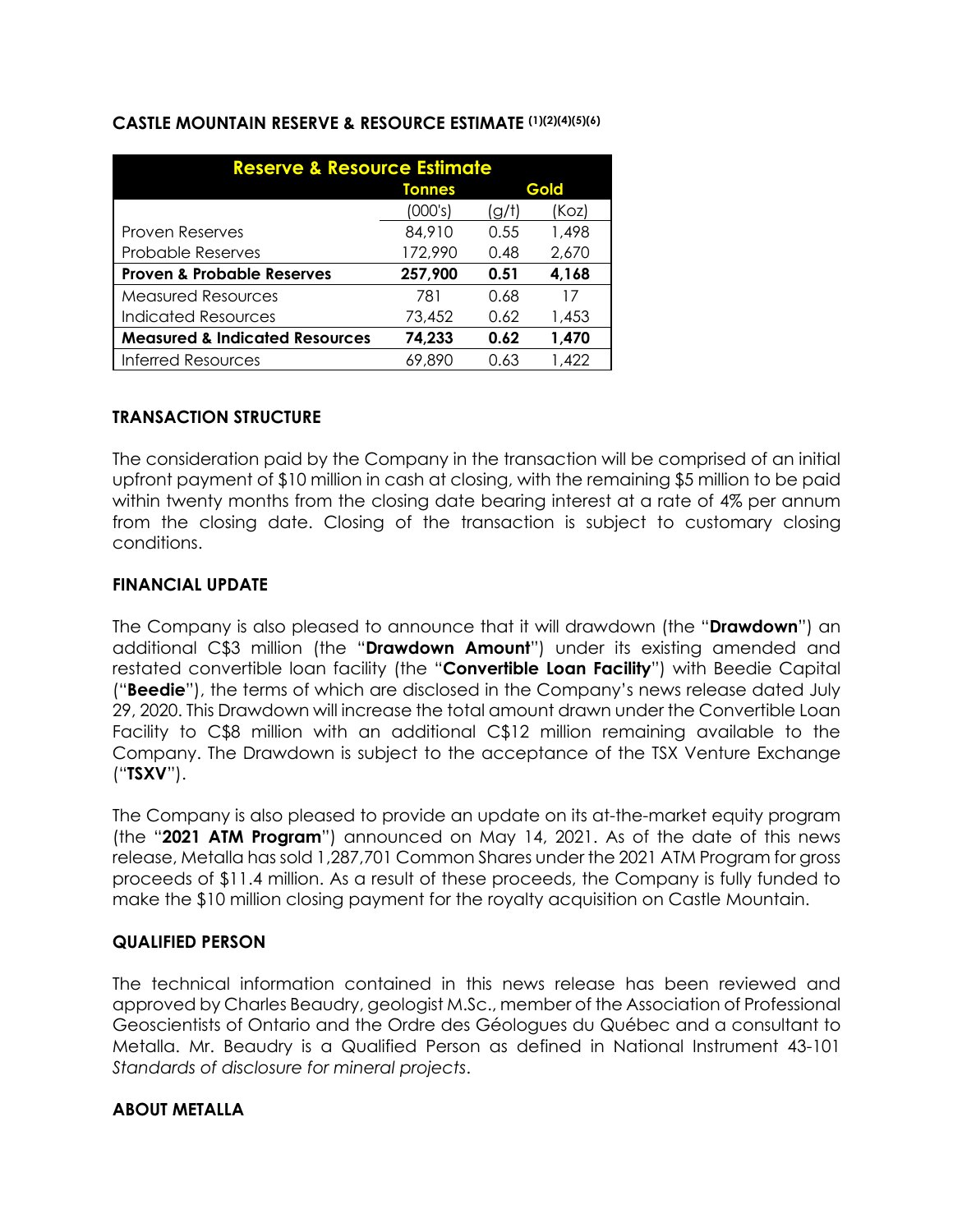### CASTLE MOUNTAIN RESERVE & RESOURCE ESTIMATE [(1)(2)(4)(5)(6)]

| Reserve & Resource Estimate | Tonnes | Gold | |
|---|---|---|---|
| | (000's) | (g/t) | (Koz) |
| Proven Reserves | 84,910 | 0.55 | 1,498 |
| Probable Reserves | 172,990 | 0.48 | 2,670 |
| **Proven & Probable Reserves** | **257,900** | **0.51** | **4,168** |
| Measured Resources | 781 | 0.68 | 17 |
| Indicated Resources | 73,452 | 0.62 | 1,453 |
| **Measured & Indicated Resources** | **74,233** | **0.62** | **1,470** |
| Inferred Resources | 69,890 | 0.63 | 1,422 |

### TRANSACTION STRUCTURE

The consideration paid by the Company in the transaction will be comprised of an initial upfront payment of $10 million in cash at closing, with the remaining $5 million to be paid within twenty months from the closing date bearing interest at a rate of 4% per annum from the closing date. Closing of the transaction is subject to customary closing conditions.

### FINANCIAL UPDATE

The Company is also pleased to announce that it will drawdown (the "**Drawdown**") an additional C$3 million (the "**Drawdown Amount**") under its existing amended and restated convertible loan facility (the "**Convertible Loan Facility**") with Beedie Capital ("**Beedie**"), the terms of which are disclosed in the Company's news release dated July 29, 2020. This Drawdown will increase the total amount drawn under the Convertible Loan Facility to C$8 million with an additional C$12 million remaining available to the Company. The Drawdown is subject to the acceptance of the TSX Venture Exchange ("**TSXV**").

The Company is also pleased to provide an update on its at-the-market equity program (the "**2021 ATM Program**") announced on May 14, 2021. As of the date of this news release, Metalla has sold 1,287,701 Common Shares under the 2021 ATM Program for gross proceeds of $11.4 million. As a result of these proceeds, the Company is fully funded to make the $10 million closing payment for the royalty acquisition on Castle Mountain.

### QUALIFIED PERSON

The technical information contained in this news release has been reviewed and approved by Charles Beaudry, geologist M.Sc., member of the Association of Professional Geoscientists of Ontario and the Ordre des Géologues du Québec and a consultant to Metalla. Mr. Beaudry is a Qualified Person as defined in National Instrument 43-101 *Standards of disclosure for mineral projects*.

### ABOUT METALLA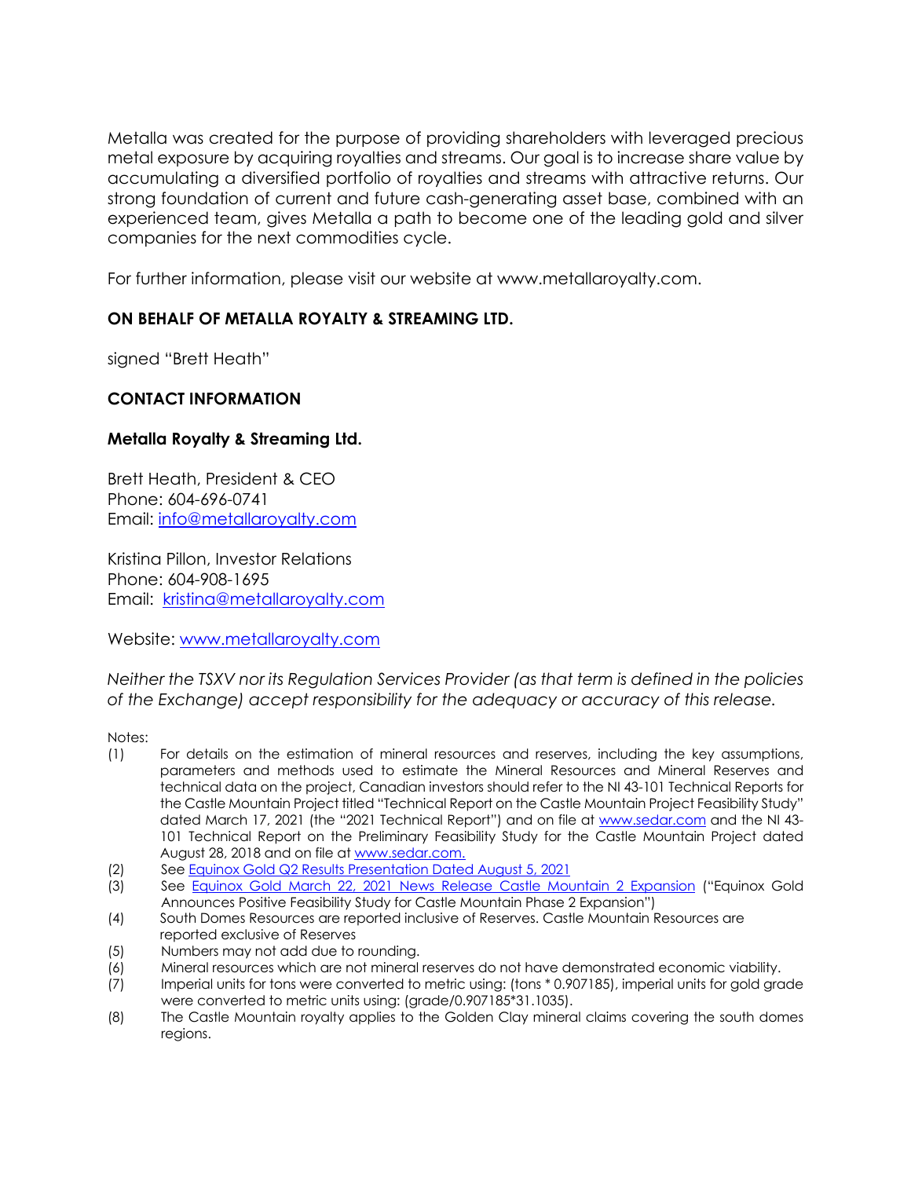Metalla was created for the purpose of providing shareholders with leveraged precious metal exposure by acquiring royalties and streams. Our goal is to increase share value by accumulating a diversified portfolio of royalties and streams with attractive returns. Our strong foundation of current and future cash-generating asset base, combined with an experienced team, gives Metalla a path to become one of the leading gold and silver companies for the next commodities cycle.

For further information, please visit our website at www.metallaroyalty.com.

**ON BEHALF OF METALLA ROYALTY & STREAMING LTD.**

signed "Brett Heath"

**CONTACT INFORMATION**

**Metalla Royalty & Streaming Ltd.**

Brett Heath, President & CEO
Phone: 604-696-0741
Email: info@metallaroyalty.com

Kristina Pillon, Investor Relations
Phone: 604-908-1695
Email: kristina@metallaroyalty.com

Website: www.metallaroyalty.com

*Neither the TSXV nor its Regulation Services Provider (as that term is defined in the policies of the Exchange) accept responsibility for the adequacy or accuracy of this release.*

Notes:

(1) For details on the estimation of mineral resources and reserves, including the key assumptions, parameters and methods used to estimate the Mineral Resources and Mineral Reserves and technical data on the project, Canadian investors should refer to the NI 43-101 Technical Reports for the Castle Mountain Project titled "Technical Report on the Castle Mountain Project Feasibility Study" dated March 17, 2021 (the "2021 Technical Report") and on file at www.sedar.com and the NI 43-101 Technical Report on the Preliminary Feasibility Study for the Castle Mountain Project dated August 28, 2018 and on file at www.sedar.com.
(2) See Equinox Gold Q2 Results Presentation Dated August 5, 2021
(3) See Equinox Gold March 22, 2021 News Release Castle Mountain 2 Expansion ("Equinox Gold Announces Positive Feasibility Study for Castle Mountain Phase 2 Expansion")
(4) South Domes Resources are reported inclusive of Reserves. Castle Mountain Resources are reported exclusive of Reserves
(5) Numbers may not add due to rounding.
(6) Mineral resources which are not mineral reserves do not have demonstrated economic viability.
(7) Imperial units for tons were converted to metric using: (tons * 0.907185), imperial units for gold grade were converted to metric units using: (grade/0.907185*31.1035).
(8) The Castle Mountain royalty applies to the Golden Clay mineral claims covering the south domes regions.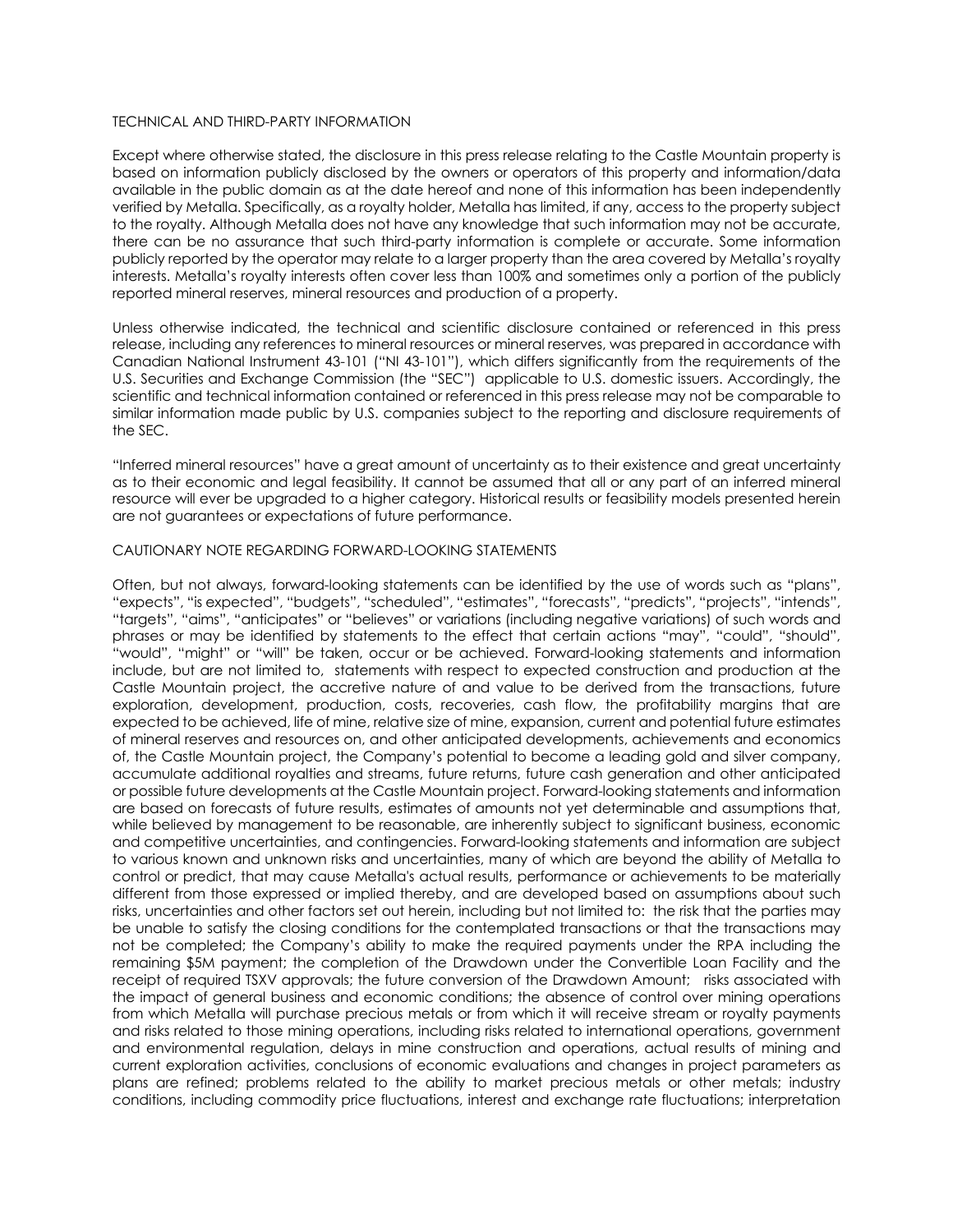## TECHNICAL AND THIRD-PARTY INFORMATION

Except where otherwise stated, the disclosure in this press release relating to the Castle Mountain property is based on information publicly disclosed by the owners or operators of this property and information/data available in the public domain as at the date hereof and none of this information has been independently verified by Metalla. Specifically, as a royalty holder, Metalla has limited, if any, access to the property subject to the royalty. Although Metalla does not have any knowledge that such information may not be accurate, there can be no assurance that such third-party information is complete or accurate. Some information publicly reported by the operator may relate to a larger property than the area covered by Metalla's royalty interests. Metalla's royalty interests often cover less than 100% and sometimes only a portion of the publicly reported mineral reserves, mineral resources and production of a property.

Unless otherwise indicated, the technical and scientific disclosure contained or referenced in this press release, including any references to mineral resources or mineral reserves, was prepared in accordance with Canadian National Instrument 43-101 ("NI 43-101"), which differs significantly from the requirements of the U.S. Securities and Exchange Commission (the "SEC") applicable to U.S. domestic issuers. Accordingly, the scientific and technical information contained or referenced in this press release may not be comparable to similar information made public by U.S. companies subject to the reporting and disclosure requirements of the SEC.

"Inferred mineral resources" have a great amount of uncertainty as to their existence and great uncertainty as to their economic and legal feasibility. It cannot be assumed that all or any part of an inferred mineral resource will ever be upgraded to a higher category. Historical results or feasibility models presented herein are not guarantees or expectations of future performance.

## CAUTIONARY NOTE REGARDING FORWARD-LOOKING STATEMENTS

Often, but not always, forward-looking statements can be identified by the use of words such as "plans", "expects", "is expected", "budgets", "scheduled", "estimates", "forecasts", "predicts", "projects", "intends", "targets", "aims", "anticipates" or "believes" or variations (including negative variations) of such words and phrases or may be identified by statements to the effect that certain actions "may", "could", "should", "would", "might" or "will" be taken, occur or be achieved. Forward-looking statements and information include, but are not limited to, statements with respect to expected construction and production at the Castle Mountain project, the accretive nature of and value to be derived from the transactions, future exploration, development, production, costs, recoveries, cash flow, the profitability margins that are expected to be achieved, life of mine, relative size of mine, expansion, current and potential future estimates of mineral reserves and resources on, and other anticipated developments, achievements and economics of, the Castle Mountain project, the Company's potential to become a leading gold and silver company, accumulate additional royalties and streams, future returns, future cash generation and other anticipated or possible future developments at the Castle Mountain project. Forward-looking statements and information are based on forecasts of future results, estimates of amounts not yet determinable and assumptions that, while believed by management to be reasonable, are inherently subject to significant business, economic and competitive uncertainties, and contingencies. Forward-looking statements and information are subject to various known and unknown risks and uncertainties, many of which are beyond the ability of Metalla to control or predict, that may cause Metalla's actual results, performance or achievements to be materially different from those expressed or implied thereby, and are developed based on assumptions about such risks, uncertainties and other factors set out herein, including but not limited to: the risk that the parties may be unable to satisfy the closing conditions for the contemplated transactions or that the transactions may not be completed; the Company's ability to make the required payments under the RPA including the remaining $5M payment; the completion of the Drawdown under the Convertible Loan Facility and the receipt of required TSXV approvals; the future conversion of the Drawdown Amount; risks associated with the impact of general business and economic conditions; the absence of control over mining operations from which Metalla will purchase precious metals or from which it will receive stream or royalty payments and risks related to those mining operations, including risks related to international operations, government and environmental regulation, delays in mine construction and operations, actual results of mining and current exploration activities, conclusions of economic evaluations and changes in project parameters as plans are refined; problems related to the ability to market precious metals or other metals; industry conditions, including commodity price fluctuations, interest and exchange rate fluctuations; interpretation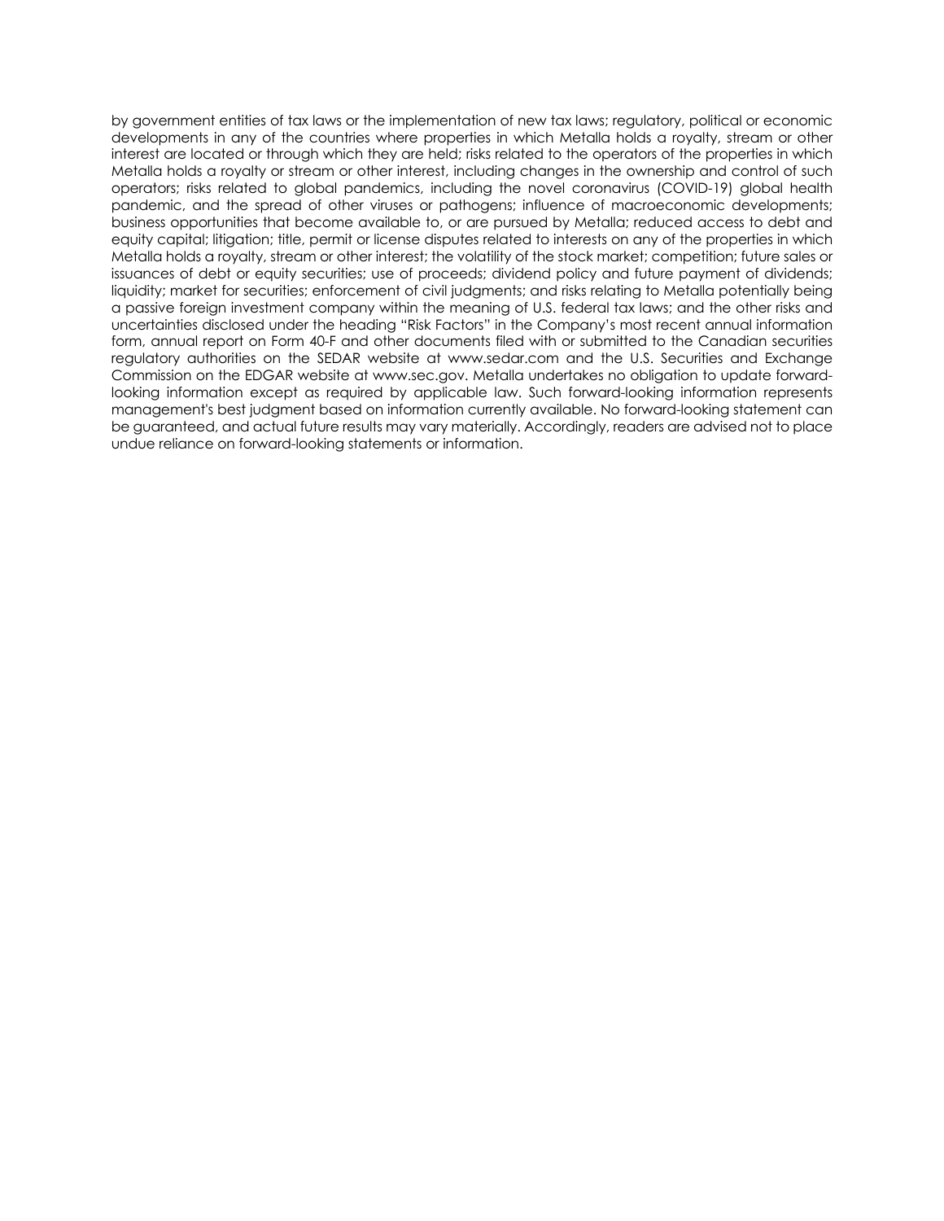by government entities of tax laws or the implementation of new tax laws; regulatory, political or economic developments in any of the countries where properties in which Metalla holds a royalty, stream or other interest are located or through which they are held; risks related to the operators of the properties in which Metalla holds a royalty or stream or other interest, including changes in the ownership and control of such operators; risks related to global pandemics, including the novel coronavirus (COVID-19) global health pandemic, and the spread of other viruses or pathogens; influence of macroeconomic developments; business opportunities that become available to, or are pursued by Metalla; reduced access to debt and equity capital; litigation; title, permit or license disputes related to interests on any of the properties in which Metalla holds a royalty, stream or other interest; the volatility of the stock market; competition; future sales or issuances of debt or equity securities; use of proceeds; dividend policy and future payment of dividends; liquidity; market for securities; enforcement of civil judgments; and risks relating to Metalla potentially being a passive foreign investment company within the meaning of U.S. federal tax laws; and the other risks and uncertainties disclosed under the heading "Risk Factors" in the Company's most recent annual information form, annual report on Form 40-F and other documents filed with or submitted to the Canadian securities regulatory authorities on the SEDAR website at www.sedar.com and the U.S. Securities and Exchange Commission on the EDGAR website at www.sec.gov. Metalla undertakes no obligation to update forward-looking information except as required by applicable law. Such forward-looking information represents management's best judgment based on information currently available. No forward-looking statement can be guaranteed, and actual future results may vary materially. Accordingly, readers are advised not to place undue reliance on forward-looking statements or information.